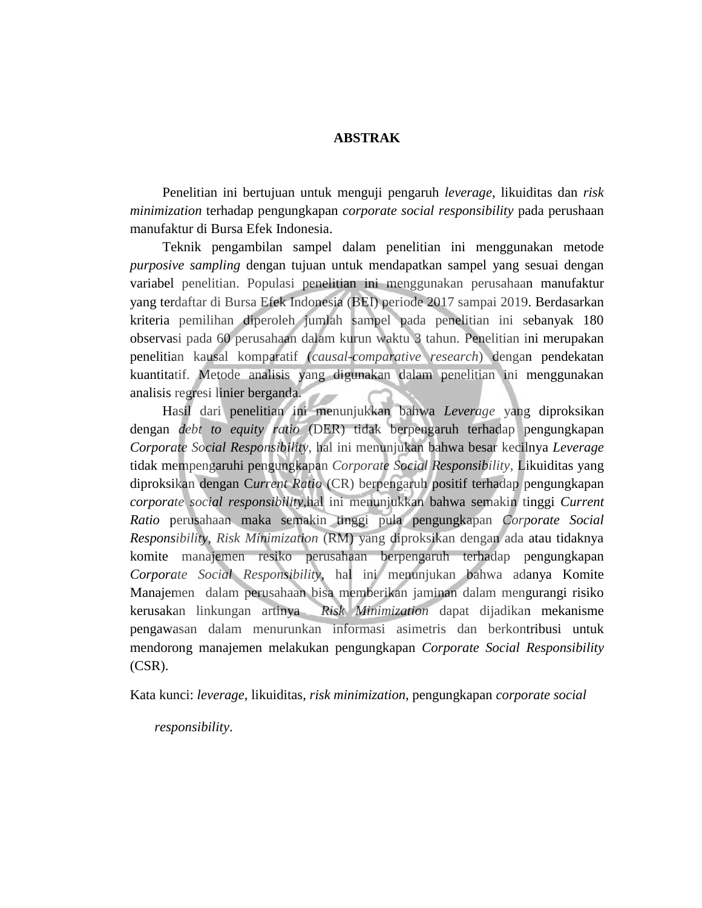# ABSTRAK

Penelitian ini bertujuan untuk menguji pengaruh *leverage*, likuiditas dan *risk minimization* terhadap pengungkapan *corporate social responsibility* pada perushaan manufaktur di Bursa Efek Indonesia.

Teknik pengambilan sampel dalam penelitian ini menggunakan metode *purposive sampling* dengan tujuan untuk mendapatkan sampel yang sesuai dengan variabel penelitian. Populasi penelitian ini menggunakan perusahaan manufaktur yang terdaftar di Bursa Efek Indonesia (BEI) periode 2017 sampai 2019. Berdasarkan kriteria pemilihan diperoleh jumlah sampel pada penelitian ini sebanyak 180 observasi pada 60 perusahaan dalam kurun waktu 3 tahun. Penelitian ini merupakan penelitian kausal komparatif (*causal-comparative research*) dengan pendekatan kuantitatif. Metode analisis yang digunakan dalam penelitian ini menggunakan analisis regresi linier berganda.

Hasil dari penelitian ini menunjukkan bahwa *Leverage* yang diproksikan dengan *debt to equity ratio* (DER) tidak berpengaruh terhadap pengungkapan *Corporate Social Responsibility*, hal ini menunjukan bahwa besar kecilnya *Leverage* tidak mempengaruhi pengungkapan *Corporate Social Responsibility*, Likuiditas yang diproksikan dengan C*urrent Ratio* (CR) berpengaruh positif terhadap pengungkapan *corporate social responsibility*,hal ini menunjukkan bahwa semakin tinggi *Current Ratio* perusahaan maka semakin tinggi pula pengungkapan *Corporate Social Responsibility*, *Risk Minimization* (RM) yang diproksikan dengan ada atau tidaknya komite manajemen resiko perusahaan berpengaruh terhadap pengungkapan *Corporate Social Responsibility*, hal ini menunjukan bahwa adanya Komite Manajemen dalam perusahaan bisa memberikan jaminan dalam mengurangi risiko kerusakan linkungan artinya *Risk Minimization* dapat dijadikan mekanisme pengawasan dalam menurunkan informasi asimetris dan berkontribusi untuk mendorong manajemen melakukan pengungkapan *Corporate Social Responsibility* (CSR).

Kata kunci: *leverage*, likuiditas, *risk minimization*, pengungkapan *corporate social responsibility*.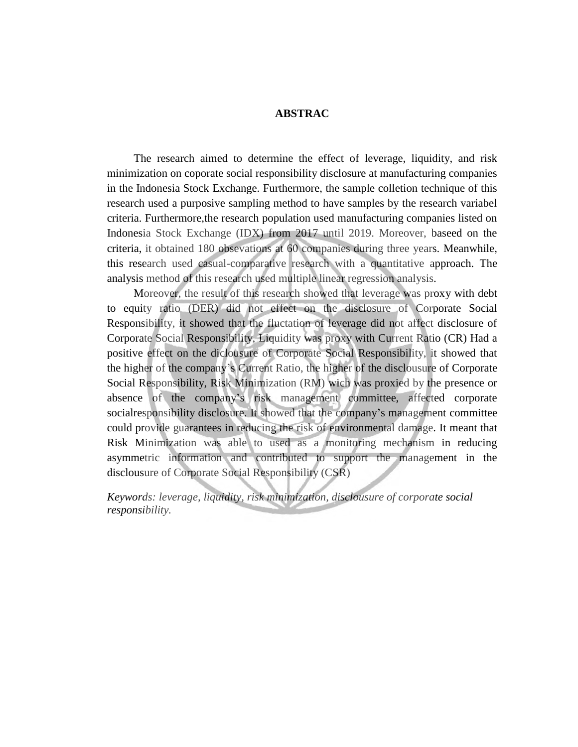**ABSTRAC**

The research aimed to determine the effect of leverage, liquidity, and risk minimization on coporate social responsibility disclosure at manufacturing companies in the Indonesia Stock Exchange. Furthermore, the sample colletion technique of this research used a purposive sampling method to have samples by the research variabel criteria. Furthermore,the research population used manufacturing companies listed on Indonesia Stock Exchange (IDX) from 2017 until 2019. Moreover, baseed on the criteria, it obtained 180 obsevations at 60 companies during three years. Meanwhile, this research used casual-comparative research with a quantitative approach. The analysis method of this research used multiple linear regression analysis.

Moreover, the result of this research showed that leverage was proxy with debt to equity ratio (DER) did not effect on the disclosure of Corporate Social Responsibility, it showed that the fluctation of leverage did not affect disclosure of Corporate Social Responsibility, Liquidity was proxy with Current Ratio (CR) Had a positive effect on the diclousure of Corporate Social Responsibility, it showed that the higher of the company's Current Ratio, the higher of the disclousure of Corporate Social Responsibility, Risk Minimization (RM) wich was proxied by the presence or absence of the company's risk management committee, affected corporate socialresponsibility disclosure. It showed that the company's management committee could provide guarantees in reducing the risk of environmental damage. It meant that Risk Minimization was able to used as a monitoring mechanism in reducing asymmetric information and contributed to support the management in the disclousure of Corporate Social Responsibility (CSR)

*Keywords: leverage, liquidity, risk minimization, disclousure of corporate social responsibility.*